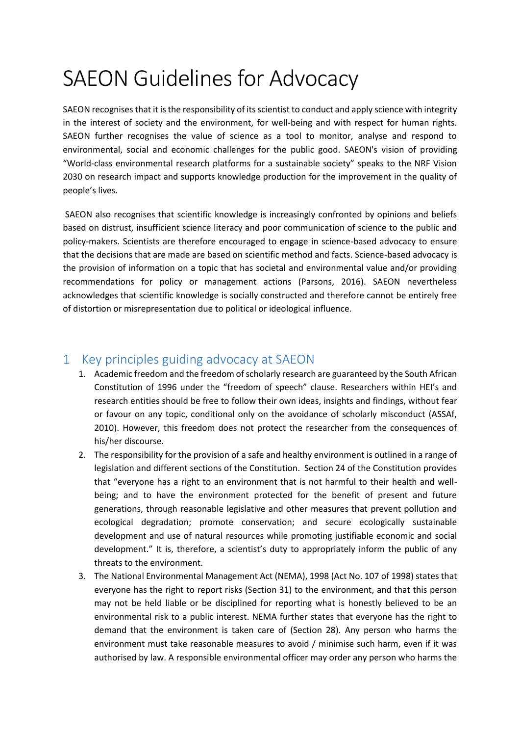# SAEON Guidelines for Advocacy

SAEON recognises that it is the responsibility of its scientist to conduct and apply science with integrity in the interest of society and the environment, for well-being and with respect for human rights. SAEON further recognises the value of science as a tool to monitor, analyse and respond to environmental, social and economic challenges for the public good. SAEON's vision of providing "World-class environmental research platforms for a sustainable society" speaks to the NRF Vision 2030 on research impact and supports knowledge production for the improvement in the quality of people's lives.

SAEON also recognises that scientific knowledge is increasingly confronted by opinions and beliefs based on distrust, insufficient science literacy and poor communication of science to the public and policy-makers. Scientists are therefore encouraged to engage in science-based advocacy to ensure that the decisions that are made are based on scientific method and facts. Science-based advocacy is the provision of information on a topic that has societal and environmental value and/or providing recommendations for policy or management actions (Parsons, 2016). SAEON nevertheless acknowledges that scientific knowledge is socially constructed and therefore cannot be entirely free of distortion or misrepresentation due to political or ideological influence.

## 1 Key principles guiding advocacy at SAEON

1. Academic freedom and the freedom of scholarly research are guaranteed by the South African Constitution of 1996 under the "freedom of speech" clause. Researchers within HEI's and research entities should be free to follow their own ideas, insights and findings, without fear or favour on any topic, conditional only on the avoidance of scholarly misconduct (ASSAf, 2010). However, this freedom does not protect the researcher from the consequences of his/her discourse.
2. The responsibility for the provision of a safe and healthy environment is outlined in a range of legislation and different sections of the Constitution. Section 24 of the Constitution provides that "everyone has a right to an environment that is not harmful to their health and well-being; and to have the environment protected for the benefit of present and future generations, through reasonable legislative and other measures that prevent pollution and ecological degradation; promote conservation; and secure ecologically sustainable development and use of natural resources while promoting justifiable economic and social development." It is, therefore, a scientist's duty to appropriately inform the public of any threats to the environment.
3. The National Environmental Management Act (NEMA), 1998 (Act No. 107 of 1998) states that everyone has the right to report risks (Section 31) to the environment, and that this person may not be held liable or be disciplined for reporting what is honestly believed to be an environmental risk to a public interest. NEMA further states that everyone has the right to demand that the environment is taken care of (Section 28). Any person who harms the environment must take reasonable measures to avoid / minimise such harm, even if it was authorised by law. A responsible environmental officer may order any person who harms the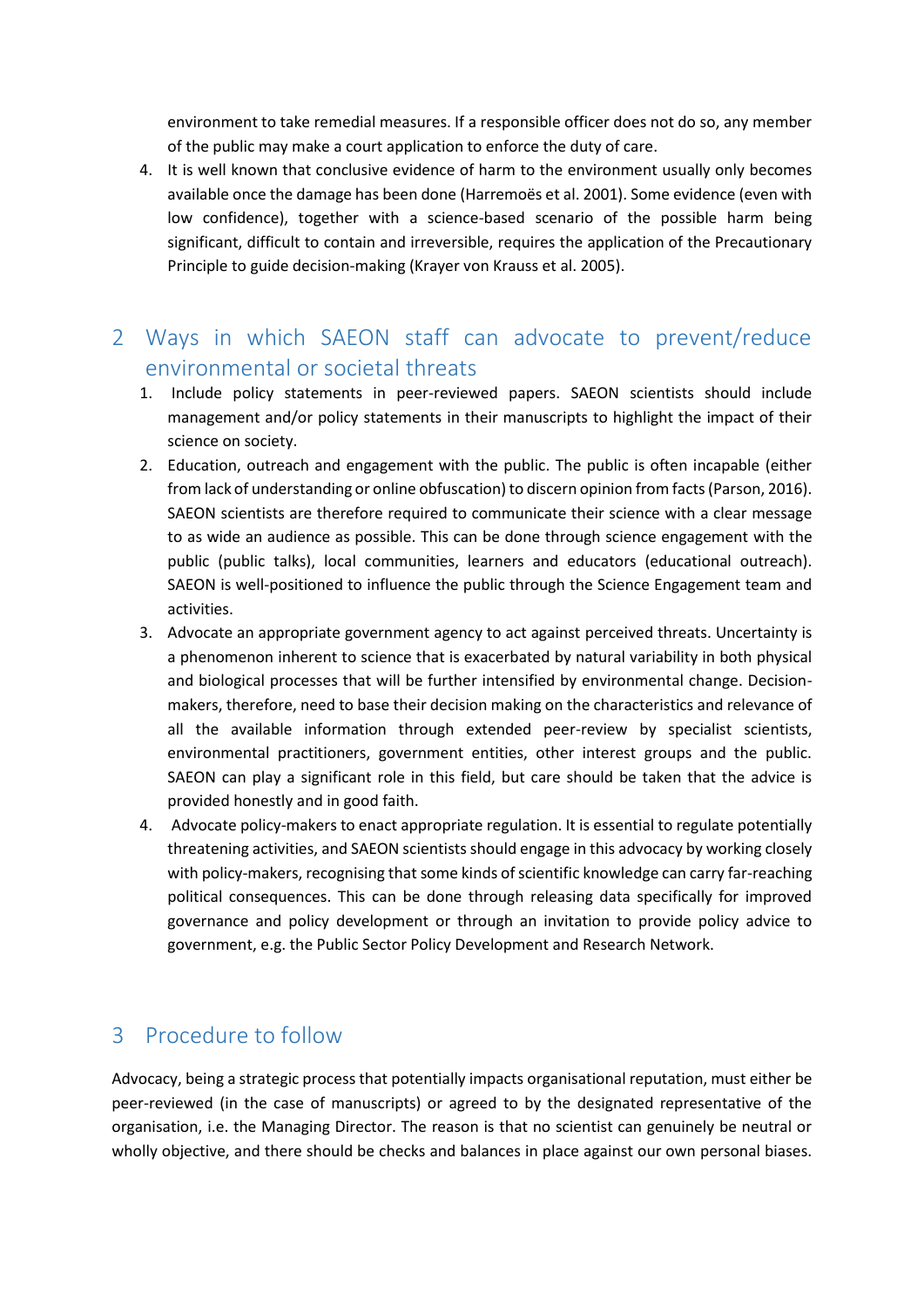environment to take remedial measures. If a responsible officer does not do so, any member of the public may make a court application to enforce the duty of care.

4. It is well known that conclusive evidence of harm to the environment usually only becomes available once the damage has been done (Harremoës et al. 2001). Some evidence (even with low confidence), together with a science-based scenario of the possible harm being significant, difficult to contain and irreversible, requires the application of the Precautionary Principle to guide decision-making (Krayer von Krauss et al. 2005).

## 2 Ways in which SAEON staff can advocate to prevent/reduce environmental or societal threats

1. Include policy statements in peer-reviewed papers. SAEON scientists should include management and/or policy statements in their manuscripts to highlight the impact of their science on society.
2. Education, outreach and engagement with the public. The public is often incapable (either from lack of understanding or online obfuscation) to discern opinion from facts (Parson, 2016). SAEON scientists are therefore required to communicate their science with a clear message to as wide an audience as possible. This can be done through science engagement with the public (public talks), local communities, learners and educators (educational outreach). SAEON is well-positioned to influence the public through the Science Engagement team and activities.
3. Advocate an appropriate government agency to act against perceived threats. Uncertainty is a phenomenon inherent to science that is exacerbated by natural variability in both physical and biological processes that will be further intensified by environmental change. Decision-makers, therefore, need to base their decision making on the characteristics and relevance of all the available information through extended peer-review by specialist scientists, environmental practitioners, government entities, other interest groups and the public. SAEON can play a significant role in this field, but care should be taken that the advice is provided honestly and in good faith.
4. Advocate policy-makers to enact appropriate regulation. It is essential to regulate potentially threatening activities, and SAEON scientists should engage in this advocacy by working closely with policy-makers, recognising that some kinds of scientific knowledge can carry far-reaching political consequences. This can be done through releasing data specifically for improved governance and policy development or through an invitation to provide policy advice to government, e.g. the Public Sector Policy Development and Research Network.

## 3 Procedure to follow

Advocacy, being a strategic process that potentially impacts organisational reputation, must either be peer-reviewed (in the case of manuscripts) or agreed to by the designated representative of the organisation, i.e. the Managing Director. The reason is that no scientist can genuinely be neutral or wholly objective, and there should be checks and balances in place against our own personal biases.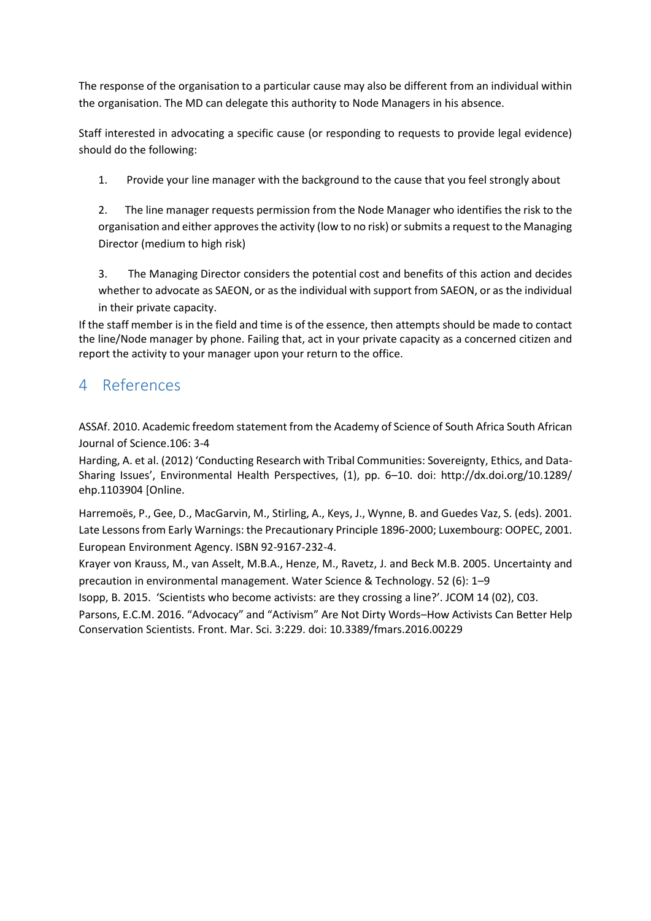The response of the organisation to a particular cause may also be different from an individual within the organisation. The MD can delegate this authority to Node Managers in his absence.

Staff interested in advocating a specific cause (or responding to requests to provide legal evidence) should do the following:

1. Provide your line manager with the background to the cause that you feel strongly about

2. The line manager requests permission from the Node Manager who identifies the risk to the organisation and either approves the activity (low to no risk) or submits a request to the Managing Director (medium to high risk)

3. The Managing Director considers the potential cost and benefits of this action and decides whether to advocate as SAEON, or as the individual with support from SAEON, or as the individual in their private capacity.

If the staff member is in the field and time is of the essence, then attempts should be made to contact the line/Node manager by phone. Failing that, act in your private capacity as a concerned citizen and report the activity to your manager upon your return to the office.

## 4 References

ASSAf. 2010. Academic freedom statement from the Academy of Science of South Africa South African Journal of Science.106: 3-4

Harding, A. et al. (2012) 'Conducting Research with Tribal Communities: Sovereignty, Ethics, and Data-Sharing Issues', Environmental Health Perspectives, (1), pp. 6–10. doi: http://dx.doi.org/10.1289/ehp.1103904 [Online.

Harremoës, P., Gee, D., MacGarvin, M., Stirling, A., Keys, J., Wynne, B. and Guedes Vaz, S. (eds). 2001. Late Lessons from Early Warnings: the Precautionary Principle 1896-2000; Luxembourg: OOPEC, 2001. European Environment Agency. ISBN 92-9167-232-4.

Krayer von Krauss, M., van Asselt, M.B.A., Henze, M., Ravetz, J. and Beck M.B. 2005. Uncertainty and precaution in environmental management. Water Science & Technology. 52 (6): 1–9

Isopp, B. 2015. 'Scientists who become activists: are they crossing a line?'. JCOM 14 (02), C03.

Parsons, E.C.M. 2016. "Advocacy" and "Activism" Are Not Dirty Words–How Activists Can Better Help Conservation Scientists. Front. Mar. Sci. 3:229. doi: 10.3389/fmars.2016.00229